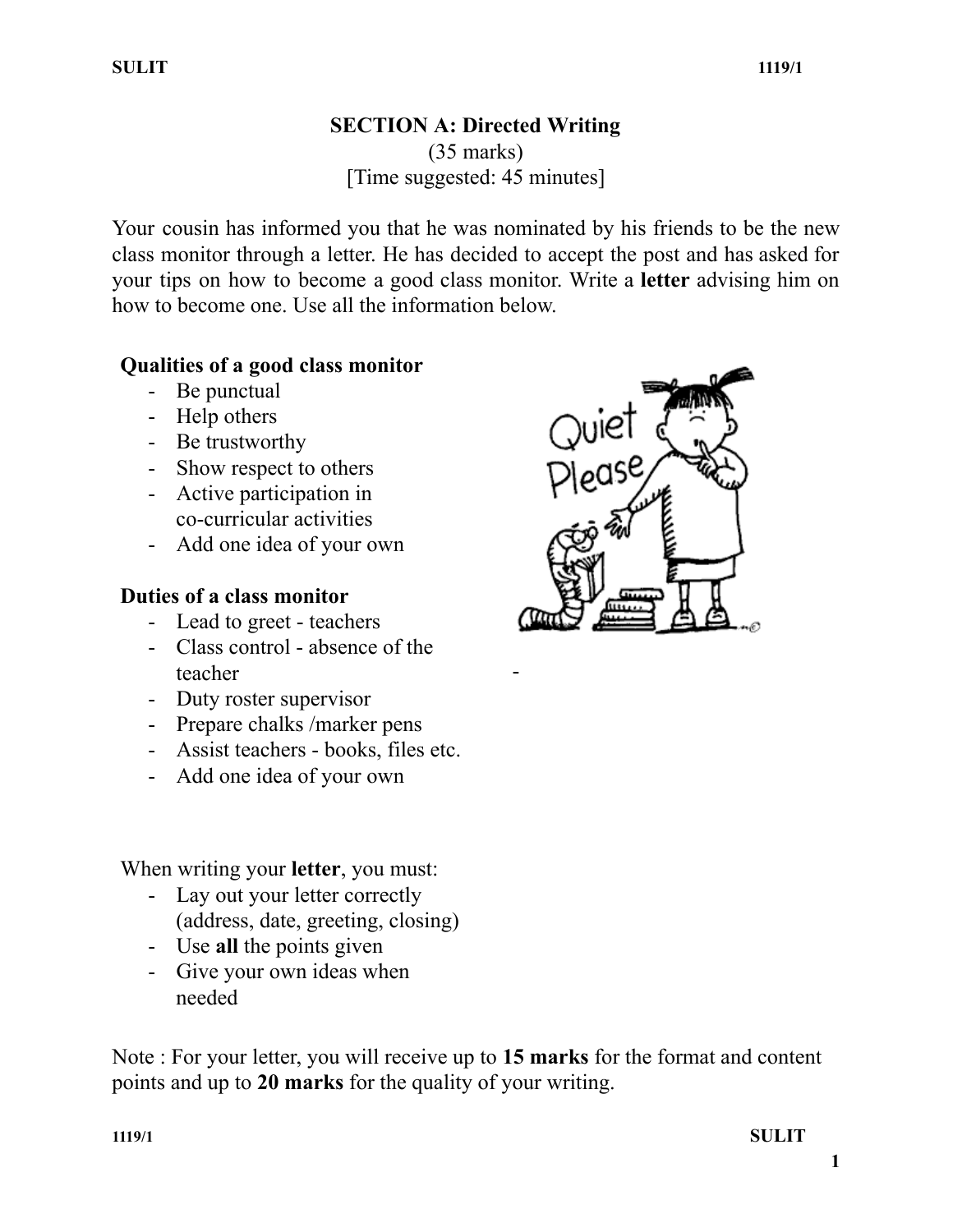## SECTION A: Directed Writing

(35 marks)
[Time suggested: 45 minutes]

Your cousin has informed you that he was nominated by his friends to be the new class monitor through a letter. He has decided to accept the post and has asked for your tips on how to become a good class monitor. Write a **letter** advising him on how to become one. Use all the information below.

**Qualities of a good class monitor**

- Be punctual
- Help others
- Be trustworthy
- Show respect to others
- Active participation in co-curricular activities
- Add one idea of your own

**Duties of a class monitor**

- Lead to greet - teachers
- Class control - absence of the teacher
- Duty roster supervisor
- Prepare chalks /marker pens
- Assist teachers - books, files etc.
- Add one idea of your own

When writing your **letter**, you must:

- Lay out your letter correctly (address, date, greeting, closing)
- Use **all** the points given
- Give your own ideas when needed

Note : For your letter, you will receive up to **15 marks** for the format and content points and up to **20 marks** for the quality of your writing.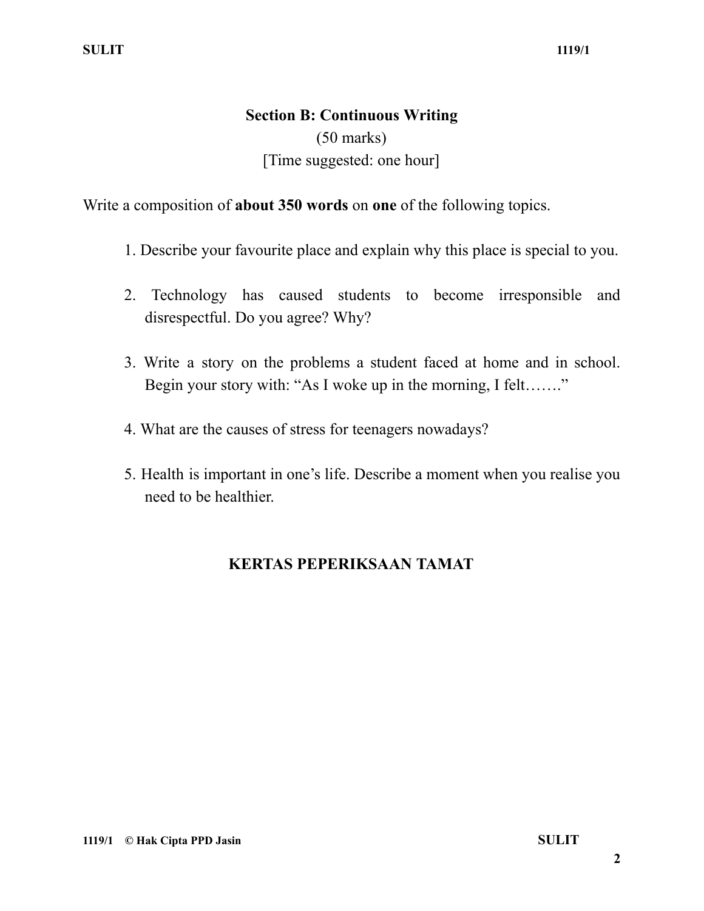## Section B: Continuous Writing

(50 marks)

[Time suggested: one hour]

Write a composition of **about 350 words** on **one** of the following topics.

1. Describe your favourite place and explain why this place is special to you.

2. Technology has caused students to become irresponsible and disrespectful. Do you agree? Why?

3. Write a story on the problems a student faced at home and in school. Begin your story with: "As I woke up in the morning, I felt……."

4. What are the causes of stress for teenagers nowadays?

5. Health is important in one's life. Describe a moment when you realise you need to be healthier.

**KERTAS PEPERIKSAAN TAMAT**